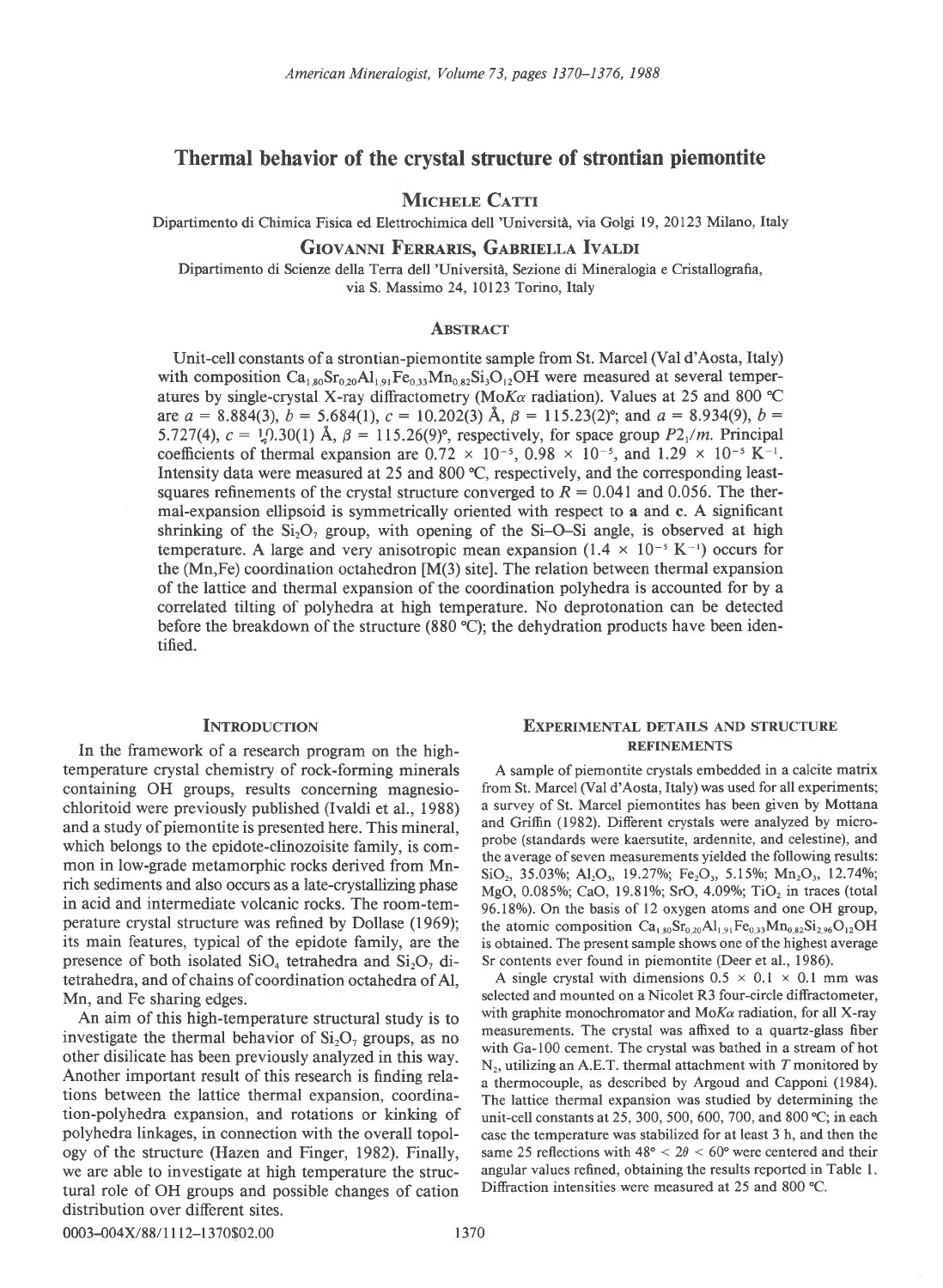# Thermal behavior of the crystal structure of strontian piemontite

**Michele Catti**

Dipartimento di Chimica Fisica ed Elettrochimica dell 'Università, via Golgi 19, 20123 Milano, Italy

**Giovanni Ferraris, Gabriella Ivaldi**

Dipartimento di Scienze della Terra dell 'Università, Sezione di Mineralogia e Cristallografia, via S. Massimo 24, 10123 Torino, Italy

## Abstract

Unit-cell constants of a strontian-piemontite sample from St. Marcel (Val d'Aosta, Italy) with composition $Ca_{1.80}Sr_{0.20}Al_{1.91}Fe_{0.33}Mn_{0.82}Si_3O_{12}OH$ were measured at several temperatures by single-crystal X-ray diffractometry (Mo*Kα* radiation). Values at 25 and 800 °C are $a = 8.884(3)$, $b = 5.684(1)$, $c = 10.202(3)$ Å, $\beta = 115.23(2)°$; and $a = 8.934(9)$, $b = 5.727(4)$, $c = 10.30(1)$ Å, $\beta = 115.26(9)°$, respectively, for space group $P2_1/m$. Principal coefficients of thermal expansion are $0.72 \times 10^{-5}$, $0.98 \times 10^{-5}$, and $1.29 \times 10^{-5}$ K$^{-1}$. Intensity data were measured at 25 and 800 °C, respectively, and the corresponding least-squares refinements of the crystal structure converged to $R = 0.041$ and 0.056. The thermal-expansion ellipsoid is symmetrically oriented with respect to **a** and **c**. A significant shrinking of the $Si_2O_7$ group, with opening of the Si–O–Si angle, is observed at high temperature. A large and very anisotropic mean expansion ($1.4 \times 10^{-5}$ K$^{-1}$) occurs for the (Mn,Fe) coordination octahedron [M(3) site]. The relation between thermal expansion of the lattice and thermal expansion of the coordination polyhedra is accounted for by a correlated tilting of polyhedra at high temperature. No deprotonation can be detected before the breakdown of the structure (880 °C); the dehydration products have been identified.

## Introduction

In the framework of a research program on the high-temperature crystal chemistry of rock-forming minerals containing OH groups, results concerning magnesiochloritoid were previously published (Ivaldi et al., 1988) and a study of piemontite is presented here. This mineral, which belongs to the epidote-clinozoisite family, is common in low-grade metamorphic rocks derived from Mn-rich sediments and also occurs as a late-crystallizing phase in acid and intermediate volcanic rocks. The room-temperature crystal structure was refined by Dollase (1969); its main features, typical of the epidote family, are the presence of both isolated $SiO_4$ tetrahedra and $Si_2O_7$ ditetrahedra, and of chains of coordination octahedra of Al, Mn, and Fe sharing edges.

An aim of this high-temperature structural study is to investigate the thermal behavior of $Si_2O_7$ groups, as no other disilicate has been previously analyzed in this way. Another important result of this research is finding relations between the lattice thermal expansion, coordination-polyhedra expansion, and rotations or kinking of polyhedra linkages, in connection with the overall topology of the structure (Hazen and Finger, 1982). Finally, we are able to investigate at high temperature the structural role of OH groups and possible changes of cation distribution over different sites.

## Experimental details and structure refinements

A sample of piemontite crystals embedded in a calcite matrix from St. Marcel (Val d'Aosta, Italy) was used for all experiments; a survey of St. Marcel piemontites has been given by Mottana and Griffin (1982). Different crystals were analyzed by microprobe (standards were kaersutite, ardennite, and celestine), and the average of seven measurements yielded the following results: $SiO_2$, 35.03%; $Al_2O_3$, 19.27%; $Fe_2O_3$, 5.15%; $Mn_2O_3$, 12.74%; MgO, 0.085%; CaO, 19.81%; SrO, 4.09%; $TiO_2$ in traces (total 96.18%). On the basis of 12 oxygen atoms and one OH group, the atomic composition $Ca_{1.80}Sr_{0.20}Al_{1.91}Fe_{0.33}Mn_{0.82}Si_{2.96}O_{12}OH$ is obtained. The present sample shows one of the highest average Sr contents ever found in piemontite (Deer et al., 1986).

A single crystal with dimensions $0.5 \times 0.1 \times 0.1$ mm was selected and mounted on a Nicolet R3 four-circle diffractometer, with graphite monochromator and Mo*Kα* radiation, for all X-ray measurements. The crystal was affixed to a quartz-glass fiber with Ga-100 cement. The crystal was bathed in a stream of hot $N_2$, utilizing an A.E.T. thermal attachment with *T* monitored by a thermocouple, as described by Argoud and Capponi (1984). The lattice thermal expansion was studied by determining the unit-cell constants at 25, 300, 500, 600, 700, and 800 °C; in each case the temperature was stabilized for at least 3 h, and then the same 25 reflections with $48° < 2\theta < 60°$ were centered and their angular values refined, obtaining the results reported in Table 1. Diffraction intensities were measured at 25 and 800 °C.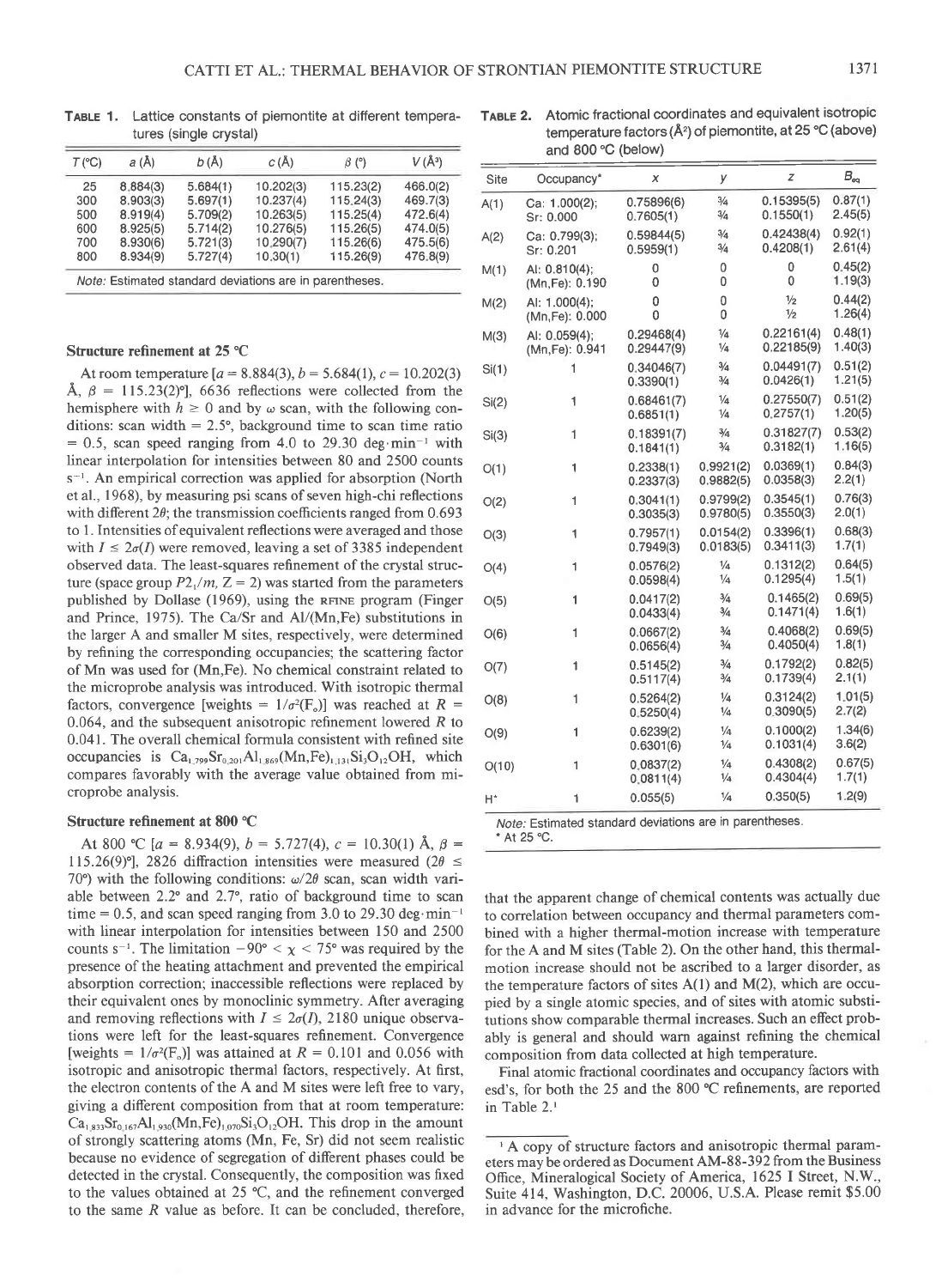**TABLE 1.** Lattice constants of piemontite at different temperatures (single crystal)

| T (°C) | a (Å) | b (Å) | c (Å) | β (°) | V (Å³) |
|---|---|---|---|---|---|
| 25 | 8.884(3) | 5.684(1) | 10.202(3) | 115.23(2) | 466.0(2) |
| 300 | 8.903(3) | 5.697(1) | 10.237(4) | 115.24(3) | 469.7(3) |
| 500 | 8.919(4) | 5.709(2) | 10.263(5) | 115.25(4) | 472.6(4) |
| 600 | 8.925(5) | 5.714(2) | 10.276(5) | 115.26(5) | 474.0(5) |
| 700 | 8.930(6) | 5.721(3) | 10.290(7) | 115.26(6) | 475.5(6) |
| 800 | 8.934(9) | 5.727(4) | 10.30(1) | 115.26(9) | 476.8(9) |

*Note:* Estimated standard deviations are in parentheses.

### Structure refinement at 25 °C

At room temperature [$a = 8.884(3)$, $b = 5.684(1)$, $c = 10.202(3)$ Å, $\beta = 115.23(2)$°], 6636 reflections were collected from the hemisphere with $h \geq 0$ and by $\omega$ scan, with the following conditions: scan width = 2.5°, background time to scan time ratio = 0.5, scan speed ranging from 4.0 to 29.30 deg·min$^{-1}$ with linear interpolation for intensities between 80 and 2500 counts s$^{-1}$. An empirical correction was applied for absorption (North et al., 1968), by measuring psi scans of seven high-chi reflections with different 2$\theta$; the transmission coefficients ranged from 0.693 to 1. Intensities of equivalent reflections were averaged and those with $I \leq 2\sigma(I)$ were removed, leaving a set of 3385 independent observed data. The least-squares refinement of the crystal structure (space group $P2_1/m$, $Z = 2$) was started from the parameters published by Dollase (1969), using the RFINE program (Finger and Prince, 1975). The Ca/Sr and Al/(Mn,Fe) substitutions in the larger A and smaller M sites, respectively, were determined by refining the corresponding occupancies; the scattering factor of Mn was used for (Mn,Fe). No chemical constraint related to the microprobe analysis was introduced. With isotropic thermal factors, convergence [weights = $1/\sigma^2(F_o)$] was reached at $R = 0.064$, and the subsequent anisotropic refinement lowered $R$ to 0.041. The overall chemical formula consistent with refined site occupancies is $Ca_{1.799}Sr_{0.201}Al_{1.869}(Mn,Fe)_{1.131}Si_3O_{12}OH$, which compares favorably with the average value obtained from microprobe analysis.

### Structure refinement at 800 °C

At 800 °C [$a = 8.934(9)$, $b = 5.727(4)$, $c = 10.30(1)$ Å, $\beta = 115.26(9)$°], 2826 diffraction intensities were measured ($2\theta \leq 70$°) with the following conditions: $\omega/2\theta$ scan, scan width variable between 2.2° and 2.7°, ratio of background time to scan time = 0.5, and scan speed ranging from 3.0 to 29.30 deg·min$^{-1}$ with linear interpolation for intensities between 150 and 2500 counts s$^{-1}$. The limitation $-90° < \chi < 75°$ was required by the presence of the heating attachment and prevented the empirical absorption correction; inaccessible reflections were replaced by their equivalent ones by monoclinic symmetry. After averaging and removing reflections with $I \leq 2\sigma(I)$, 2180 unique observations were left for the least-squares refinement. Convergence [weights = $1/\sigma^2(F_o)$] was attained at $R = 0.101$ and 0.056 with isotropic and anisotropic thermal factors, respectively. At first, the electron contents of the A and M sites were left free to vary, giving a different composition from that at room temperature: $Ca_{1.833}Sr_{0.167}Al_{1.930}(Mn,Fe)_{1.070}Si_3O_{12}OH$. This drop in the amount of strongly scattering atoms (Mn, Fe, Sr) did not seem realistic because no evidence of segregation of different phases could be detected in the crystal. Consequently, the composition was fixed to the values obtained at 25 °C, and the refinement converged to the same $R$ value as before. It can be concluded, therefore, that the apparent change of chemical contents was actually due to correlation between occupancy and thermal parameters combined with a higher thermal-motion increase with temperature for the A and M sites (Table 2). On the other hand, this thermal-motion increase should not be ascribed to a larger disorder, as the temperature factors of sites A(1) and M(2), which are occupied by a single atomic species, and of sites with atomic substitutions show comparable thermal increases. Such an effect probably is general and should warn against refining the chemical composition from data collected at high temperature.

Final atomic fractional coordinates and occupancy factors with esd's, for both the 25 and the 800 °C refinements, are reported in Table 2.[1]

**TABLE 2.** Atomic fractional coordinates and equivalent isotropic temperature factors (Å²) of piemontite, at 25 °C (above) and 800 °C (below)

| Site | Occupancy* | x | y | z | $B_{eq}$ |
|---|---|---|---|---|---|
| A(1) | Ca: 1.000(2); | 0.75896(6) | ¾ | 0.15395(5) | 0.87(1) |
| | Sr: 0.000 | 0.7605(1) | ¾ | 0.1550(1) | 2.45(5) |
| A(2) | Ca: 0.799(3); | 0.59844(5) | ¾ | 0.42438(4) | 0.92(1) |
| | Sr: 0.201 | 0.5959(1) | ¾ | 0.4208(1) | 2.61(4) |
| M(1) | Al: 0.810(4); | 0 | 0 | 0 | 0.45(2) |
| | (Mn,Fe): 0.190 | 0 | 0 | 0 | 1.19(3) |
| M(2) | Al: 1.000(4); | 0 | 0 | ½ | 0.44(2) |
| | (Mn,Fe): 0.000 | 0 | 0 | ½ | 1.26(4) |
| M(3) | Al: 0.059(4); | 0.29468(4) | ¼ | 0.22161(4) | 0.48(1) |
| | (Mn,Fe): 0.941 | 0.29447(9) | ¼ | 0.22185(9) | 1.40(3) |
| Si(1) | 1 | 0.34046(7) | ¾ | 0.04491(7) | 0.51(2) |
| | | 0.3390(1) | ¾ | 0.0426(1) | 1.21(5) |
| Si(2) | 1 | 0.68461(7) | ¼ | 0.27550(7) | 0.51(2) |
| | | 0.6851(1) | ¼ | 0.2757(1) | 1.20(5) |
| Si(3) | 1 | 0.18391(7) | ¾ | 0.31827(7) | 0.53(2) |
| | | 0.1841(1) | ¾ | 0.3182(1) | 1.16(5) |
| O(1) | 1 | 0.2338(1) | 0.9921(2) | 0.0369(1) | 0.84(3) |
| | | 0.2337(3) | 0.9882(5) | 0.0358(3) | 2.2(1) |
| O(2) | 1 | 0.3041(1) | 0.9799(2) | 0.3545(1) | 0.76(3) |
| | | 0.3035(3) | 0.9780(5) | 0.3550(3) | 2.0(1) |
| O(3) | 1 | 0.7957(1) | 0.0154(2) | 0.3396(1) | 0.68(3) |
| | | 0.7949(3) | 0.0183(5) | 0.3411(3) | 1.7(1) |
| O(4) | 1 | 0.0576(2) | ¼ | 0.1312(2) | 0.64(5) |
| | | 0.0598(4) | ¼ | 0.1295(4) | 1.5(1) |
| O(5) | 1 | 0.0417(2) | ¾ | 0.1465(2) | 0.69(5) |
| | | 0.0433(4) | ¾ | 0.1471(4) | 1.6(1) |
| O(6) | 1 | 0.0667(2) | ¾ | 0.4068(2) | 0.69(5) |
| | | 0.0656(4) | ¾ | 0.4050(4) | 1.8(1) |
| O(7) | 1 | 0.5145(2) | ¾ | 0.1792(2) | 0.82(5) |
| | | 0.5117(4) | ¾ | 0.1739(4) | 2.1(1) |
| O(8) | 1 | 0.5264(2) | ¼ | 0.3124(2) | 1.01(5) |
| | | 0.5250(4) | ¼ | 0.3090(5) | 2.7(2) |
| O(9) | 1 | 0.6239(2) | ¼ | 0.1000(2) | 1.34(6) |
| | | 0.6301(6) | ¼ | 0.1031(4) | 3.6(2) |
| O(10) | 1 | 0.0837(2) | ¼ | 0.4308(2) | 0.67(5) |
| | | 0.0811(4) | ¼ | 0.4304(4) | 1.7(1) |
| H* | 1 | 0.055(5) | ¼ | 0.350(5) | 1.2(9) |

*Note:* Estimated standard deviations are in parentheses.
\* At 25 °C.

[1] A copy of structure factors and anisotropic thermal parameters may be ordered as Document AM-88-392 from the Business Office, Mineralogical Society of America, 1625 I Street, N.W., Suite 414, Washington, D.C. 20006, U.S.A. Please remit $5.00 in advance for the microfiche.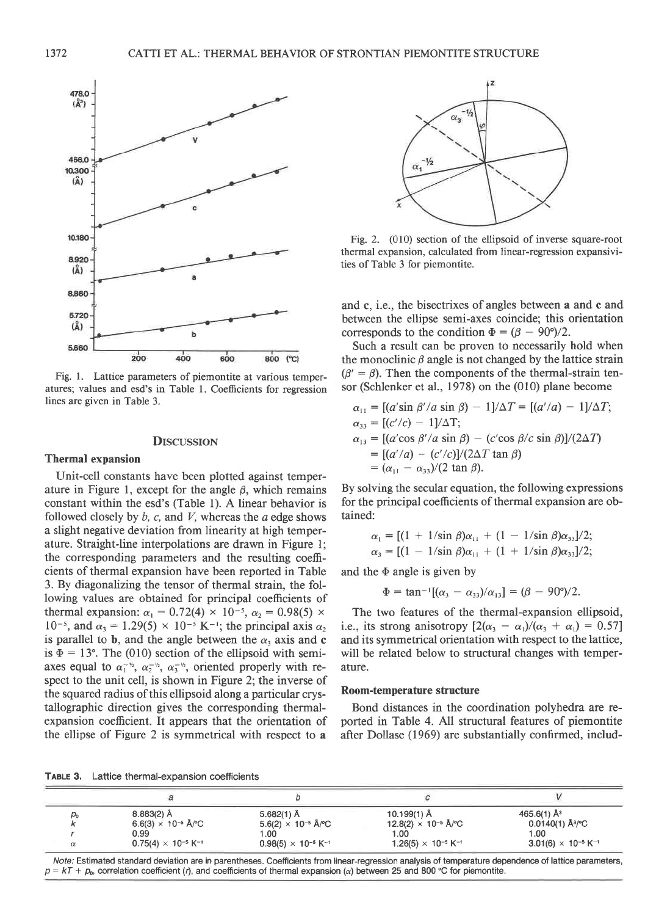Fig. 1. Lattice parameters of piemontite at various temperatures; values and esd's in Table 1. Coefficients for regression lines are given in Table 3.

## Discussion

### Thermal expansion

Unit-cell constants have been plotted against temperature in Figure 1, except for the angle $\beta$, which remains constant within the esd's (Table 1). A linear behavior is followed closely by $b$, $c$, and $V$, whereas the $a$ edge shows a slight negative deviation from linearity at high temperature. Straight-line interpolations are drawn in Figure 1; the corresponding parameters and the resulting coefficients of thermal expansion have been reported in Table 3. By diagonalizing the tensor of thermal strain, the following values are obtained for principal coefficients of thermal expansion: $\alpha_1 = 0.72(4) \times 10^{-5}$, $\alpha_2 = 0.98(5) \times 10^{-5}$, and $\alpha_3 = 1.29(5) \times 10^{-5}$ K$^{-1}$; the principal axis $\alpha_2$ is parallel to **b**, and the angle between the $\alpha_3$ axis and **c** is $\Phi = 13°$. The (010) section of the ellipsoid with semiaxes equal to $\alpha_1^{-1/2}$, $\alpha_2^{-1/2}$, $\alpha_3^{-1/2}$, oriented properly with respect to the unit cell, is shown in Figure 2; the inverse of the squared radius of this ellipsoid along a particular crystallographic direction gives the corresponding thermal-expansion coefficient. It appears that the orientation of the ellipse of Figure 2 is symmetrical with respect to **a** and **c**, i.e., the bisectrixes of angles between **a** and **c** and between the ellipse semi-axes coincide; this orientation corresponds to the condition $\Phi = (\beta - 90°)/2$.

Fig. 2. (010) section of the ellipsoid of inverse square-root thermal expansion, calculated from linear-regression expansivities of Table 3 for piemontite.

Such a result can be proven to necessarily hold when the monoclinic $\beta$ angle is not changed by the lattice strain ($\beta' = \beta$). Then the components of the thermal-strain tensor (Schlenker et al., 1978) on the (010) plane become

$$\alpha_{11} = [(a'\sin\beta'/a\sin\beta) - 1]/\Delta T = [(a'/a) - 1]/\Delta T;$$

$$\alpha_{33} = [(c'/c) - 1]/\Delta T;$$

$$\alpha_{13} = [(a'\cos\beta'/a\sin\beta) - (c'\cos\beta/c\sin\beta)]/(2\Delta T) = [(a'/a) - (c'/c)]/(2\Delta T\tan\beta) = (\alpha_{11} - \alpha_{33})/(2\tan\beta).$$

By solving the secular equation, the following expressions for the principal coefficients of thermal expansion are obtained:

$$\alpha_1 = [(1 + 1/\sin\beta)\alpha_{11} + (1 - 1/\sin\beta)\alpha_{33}]/2;$$

$$\alpha_3 = [(1 - 1/\sin\beta)\alpha_{11} + (1 + 1/\sin\beta)\alpha_{33}]/2;$$

and the $\Phi$ angle is given by

$$\Phi = \tan^{-1}[(\alpha_3 - \alpha_{33})/\alpha_{13}] = (\beta - 90°)/2.$$

The two features of the thermal-expansion ellipsoid, i.e., its strong anisotropy $[2(\alpha_3 - \alpha_1)/(\alpha_3 + \alpha_1) = 0.57]$ and its symmetrical orientation with respect to the lattice, will be related below to structural changes with temperature.

### Room-temperature structure

Bond distances in the coordination polyhedra are reported in Table 4. All structural features of piemontite after Dollase (1969) are substantially confirmed, includ-

**Table 3.** Lattice thermal-expansion coefficients

| | $a$ | $b$ | $c$ | $V$ |
|---|---|---|---|---|
| $p_0$ | 8.883(2) Å | 5.682(1) Å | 10.199(1) Å | 465.6(1) Å$^3$ |
| $k$ | 6.6(3) × 10$^{-5}$ Å/°C | 5.6(2) × 10$^{-5}$ Å/°C | 12.8(2) × 10$^{-5}$ Å/°C | 0.0140(1) Å$^3$/°C |
| $r$ | 0.99 | 1.00 | 1.00 | 1.00 |
| $\alpha$ | 0.75(4) × 10$^{-5}$ K$^{-1}$ | 0.98(5) × 10$^{-5}$ K$^{-1}$ | 1.26(5) × 10$^{-5}$ K$^{-1}$ | 3.01(6) × 10$^{-5}$ K$^{-1}$ |

*Note:* Estimated standard deviation are in parentheses. Coefficients from linear-regression analysis of temperature dependence of lattice parameters, $p = kT + p_0$, correlation coefficient ($r$), and coefficients of thermal expansion ($\alpha$) between 25 and 800 °C for piemontite.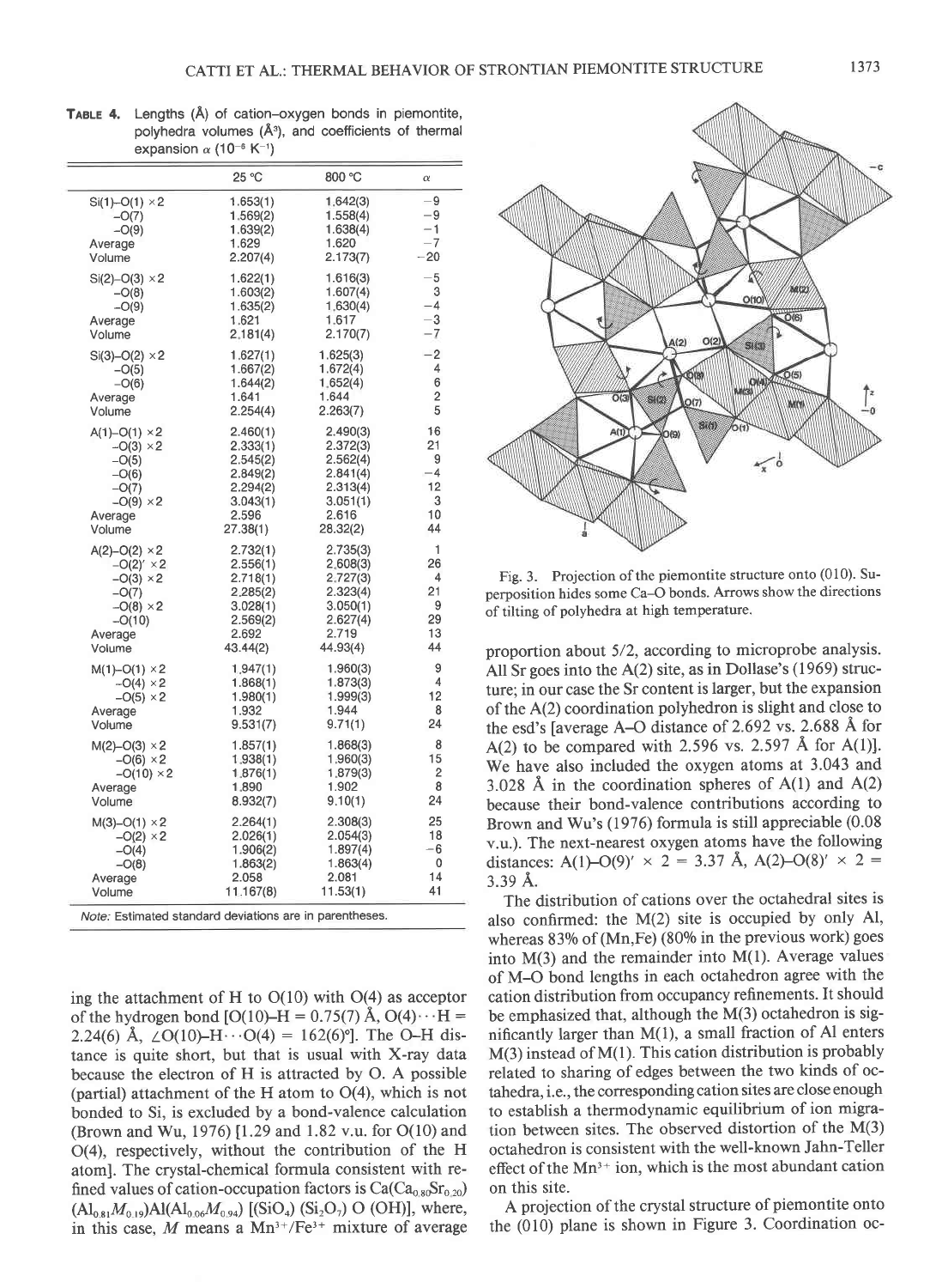**TABLE 4.** Lengths (Å) of cation-oxygen bonds in piemontite, polyhedra volumes (Å³), and coefficients of thermal expansion $\alpha$ ($10^{-6}$ K$^{-1}$)

| | 25 °C | 800 °C | $\alpha$ |
|---|---|---|---|
| Si(1)–O(1) ×2 | 1.653(1) | 1.642(3) | −9 |
| –O(7) | 1.569(2) | 1.558(4) | −9 |
| –O(9) | 1.639(2) | 1.638(4) | −1 |
| Average | 1.629 | 1.620 | −7 |
| Volume | 2.207(4) | 2.173(7) | −20 |
| Si(2)–O(3) ×2 | 1.622(1) | 1.616(3) | −5 |
| –O(8) | 1.603(2) | 1.607(4) | 3 |
| –O(9) | 1.635(2) | 1.630(4) | −4 |
| Average | 1.621 | 1.617 | −3 |
| Volume | 2.181(4) | 2.170(7) | −7 |
| Si(3)–O(2) ×2 | 1.627(1) | 1.625(3) | −2 |
| –O(5) | 1.667(2) | 1.672(4) | 4 |
| –O(6) | 1.644(2) | 1.652(4) | 6 |
| Average | 1.641 | 1.644 | 2 |
| Volume | 2.254(4) | 2.263(7) | 5 |
| A(1)–O(1) ×2 | 2.460(1) | 2.490(3) | 16 |
| –O(3) ×2 | 2.333(1) | 2.372(3) | 21 |
| –O(5) | 2.545(2) | 2.562(4) | 9 |
| –O(6) | 2.849(2) | 2.841(4) | −4 |
| –O(7) | 2.294(2) | 2.313(4) | 12 |
| –O(9) ×2 | 3.043(1) | 3.051(1) | 3 |
| Average | 2.596 | 2.616 | 10 |
| Volume | 27.38(1) | 28.32(2) | 44 |
| A(2)–O(2) ×2 | 2.732(1) | 2.735(3) | 1 |
| –O(2)′ ×2 | 2.556(1) | 2.608(3) | 26 |
| –O(3) ×2 | 2.718(1) | 2.727(3) | 4 |
| –O(7) | 2.285(2) | 2.323(4) | 21 |
| –O(8) ×2 | 3.028(1) | 3.050(1) | 9 |
| –O(10) | 2.569(2) | 2.627(4) | 29 |
| Average | 2.692 | 2.719 | 13 |
| Volume | 43.44(2) | 44.93(4) | 44 |
| M(1)–O(1) ×2 | 1.947(1) | 1.960(3) | 9 |
| –O(4) ×2 | 1.868(1) | 1.873(3) | 4 |
| –O(5) ×2 | 1.980(1) | 1.999(3) | 12 |
| Average | 1.932 | 1.944 | 8 |
| Volume | 9.531(7) | 9.71(1) | 24 |
| M(2)–O(3) ×2 | 1.857(1) | 1.868(3) | 8 |
| –O(6) ×2 | 1.938(1) | 1.960(3) | 15 |
| –O(10) ×2 | 1.876(1) | 1.879(3) | 2 |
| Average | 1.890 | 1.902 | 8 |
| Volume | 8.932(7) | 9.10(1) | 24 |
| M(3)–O(1) ×2 | 2.264(1) | 2.308(3) | 25 |
| –O(2) ×2 | 2.026(1) | 2.054(3) | 18 |
| –O(4) | 1.906(2) | 1.897(4) | −6 |
| –O(8) | 1.863(2) | 1.863(4) | 0 |
| Average | 2.058 | 2.081 | 14 |
| Volume | 11.167(8) | 11.53(1) | 41 |

*Note:* Estimated standard deviations are in parentheses.

ing the attachment of H to O(10) with O(4) as acceptor of the hydrogen bond [O(10)–H = 0.75(7) Å, O(4)···H = 2.24(6) Å, ∠O(10)–H···O(4) = 162(6)°]. The O–H distance is quite short, but that is usual with X-ray data because the electron of H is attracted by O. A possible (partial) attachment of the H atom to O(4), which is not bonded to Si, is excluded by a bond-valence calculation (Brown and Wu, 1976) [1.29 and 1.82 v.u. for O(10) and O(4), respectively, without the contribution of the H atom]. The crystal-chemical formula consistent with refined values of cation-occupation factors is $Ca(Ca_{0.80}Sr_{0.20})(Al_{0.81}M_{0.19})Al(Al_{0.06}M_{0.94})[(SiO_4)(Si_2O_7)O(OH)]$, where, in this case, $M$ means a $Mn^{3+}/Fe^{3+}$ mixture of average proportion about 5/2, according to microprobe analysis. All Sr goes into the A(2) site, as in Dollase's (1969) structure; in our case the Sr content is larger, but the expansion of the A(2) coordination polyhedron is slight and close to the esd's [average A–O distance of 2.692 vs. 2.688 Å for A(2) to be compared with 2.596 vs. 2.597 Å for A(1)]. We have also included the oxygen atoms at 3.043 and 3.028 Å in the coordination spheres of A(1) and A(2) because their bond-valence contributions according to Brown and Wu's (1976) formula is still appreciable (0.08 v.u.). The next-nearest oxygen atoms have the following distances: A(1)–O(9)′ × 2 = 3.37 Å, A(2)–O(8)′ × 2 = 3.39 Å.

Fig. 3. Projection of the piemontite structure onto (010). Superposition hides some Ca–O bonds. Arrows show the directions of tilting of polyhedra at high temperature.

The distribution of cations over the octahedral sites is also confirmed: the M(2) site is occupied by only Al, whereas 83% of (Mn,Fe) (80% in the previous work) goes into M(3) and the remainder into M(1). Average values of M–O bond lengths in each octahedron agree with the cation distribution from occupancy refinements. It should be emphasized that, although the M(3) octahedron is significantly larger than M(1), a small fraction of Al enters M(3) instead of M(1). This cation distribution is probably related to sharing of edges between the two kinds of octahedra, i.e., the corresponding cation sites are close enough to establish a thermodynamic equilibrium of ion migration between sites. The observed distortion of the M(3) octahedron is consistent with the well-known Jahn-Teller effect of the $Mn^{3+}$ ion, which is the most abundant cation on this site.

A projection of the crystal structure of piemontite onto the (010) plane is shown in Figure 3. Coordination oc-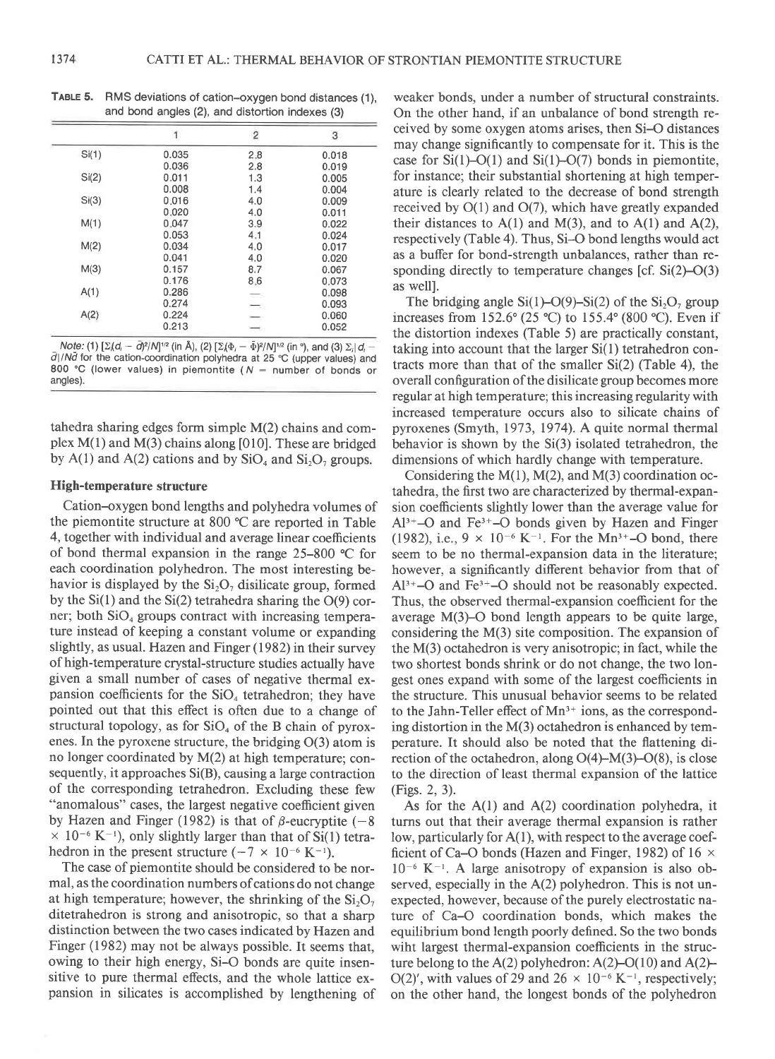**TABLE 5.** RMS deviations of cation–oxygen bond distances (1), and bond angles (2), and distortion indexes (3)

| | 1 | 2 | 3 |
|---|---|---|---|
| Si(1) | 0.035 | 2.8 | 0.018 |
| | 0.036 | 2.8 | 0.019 |
| Si(2) | 0.011 | 1.3 | 0.005 |
| | 0.008 | 1.4 | 0.004 |
| Si(3) | 0.016 | 4.0 | 0.009 |
| | 0.020 | 4.0 | 0.011 |
| M(1) | 0.047 | 3.9 | 0.022 |
| | 0.053 | 4.1 | 0.024 |
| M(2) | 0.034 | 4.0 | 0.017 |
| | 0.041 | 4.0 | 0.020 |
| M(3) | 0.157 | 8.7 | 0.067 |
| | 0.176 | 8.6 | 0.073 |
| A(1) | 0.286 | — | 0.098 |
| | 0.274 | — | 0.093 |
| A(2) | 0.224 | — | 0.060 |
| | 0.213 | — | 0.052 |

*Note:* (1) $[\Sigma_i(d_i - \bar{d})^2/N]^{1/2}$ (in Å), (2) $[\Sigma_i(\Phi_i - \bar{\Phi})^2/N]^{1/2}$ (in °), and (3) $\Sigma_i|d_i - \bar{d}|/N\bar{d}$ for the cation-coordination polyhedra at 25 °C (upper values) and 800 °C (lower values) in piemontite ($N$ = number of bonds or angles).

tahedra sharing edges form simple M(2) chains and complex M(1) and M(3) chains along [010]. These are bridged by A(1) and A(2) cations and by $SiO_4$ and $Si_2O_7$ groups.

### High-temperature structure

Cation–oxygen bond lengths and polyhedra volumes of the piemontite structure at 800 °C are reported in Table 4, together with individual and average linear coefficients of bond thermal expansion in the range 25–800 °C for each coordination polyhedron. The most interesting behavior is displayed by the $Si_2O_7$ disilicate group, formed by the Si(1) and the Si(2) tetrahedra sharing the O(9) corner; both $SiO_4$ groups contract with increasing temperature instead of keeping a constant volume or expanding slightly, as usual. Hazen and Finger (1982) in their survey of high-temperature crystal-structure studies actually have given a small number of cases of negative thermal expansion coefficients for the $SiO_4$ tetrahedron; they have pointed out that this effect is often due to a change of structural topology, as for $SiO_4$ of the B chain of pyroxenes. In the pyroxene structure, the bridging O(3) atom is no longer coordinated by M(2) at high temperature; consequently, it approaches Si(B), causing a large contraction of the corresponding tetrahedron. Excluding these few "anomalous" cases, the largest negative coefficient given by Hazen and Finger (1982) is that of β-eucryptite ($-8 \times 10^{-6}$ $K^{-1}$), only slightly larger than that of Si(1) tetrahedron in the present structure ($-7 \times 10^{-6}$ $K^{-1}$).

The case of piemontite should be considered to be normal, as the coordination numbers of cations do not change at high temperature; however, the shrinking of the $Si_2O_7$ ditetrahedron is strong and anisotropic, so that a sharp distinction between the two cases indicated by Hazen and Finger (1982) may not be always possible. It seems that, owing to their high energy, Si–O bonds are quite insensitive to pure thermal effects, and the whole lattice expansion in silicates is accomplished by lengthening of weaker bonds, under a number of structural constraints. On the other hand, if an unbalance of bond strength received by some oxygen atoms arises, then Si–O distances may change significantly to compensate for it. This is the case for Si(1)–O(1) and Si(1)–O(7) bonds in piemontite, for instance; their substantial shortening at high temperature is clearly related to the decrease of bond strength received by O(1) and O(7), which have greatly expanded their distances to A(1) and M(3), and to A(1) and A(2), respectively (Table 4). Thus, Si–O bond lengths would act as a buffer for bond-strength unbalances, rather than responding directly to temperature changes [cf. Si(2)–O(3) as well].

The bridging angle Si(1)–O(9)–Si(2) of the $Si_2O_7$ group increases from 152.6° (25 °C) to 155.4° (800 °C). Even if the distortion indexes (Table 5) are practically constant, taking into account that the larger Si(1) tetrahedron contracts more than that of the smaller Si(2) (Table 4), the overall configuration of the disilicate group becomes more regular at high temperature; this increasing regularity with increased temperature occurs also to silicate chains of pyroxenes (Smyth, 1973, 1974). A quite normal thermal behavior is shown by the Si(3) isolated tetrahedron, the dimensions of which hardly change with temperature.

Considering the M(1), M(2), and M(3) coordination octahedra, the first two are characterized by thermal-expansion coefficients slightly lower than the average value for $Al^{3+}$–O and $Fe^{3+}$–O bonds given by Hazen and Finger (1982), i.e., $9 \times 10^{-6}$ $K^{-1}$. For the $Mn^{3+}$–O bond, there seem to be no thermal-expansion data in the literature; however, a significantly different behavior from that of $Al^{3+}$–O and $Fe^{3+}$–O should not be reasonably expected. Thus, the observed thermal-expansion coefficient for the average M(3)–O bond length appears to be quite large, considering the M(3) site composition. The expansion of the M(3) octahedron is very anisotropic; in fact, while the two shortest bonds shrink or do not change, the two longest ones expand with some of the largest coefficients in the structure. This unusual behavior seems to be related to the Jahn-Teller effect of $Mn^{3+}$ ions, as the corresponding distortion in the M(3) octahedron is enhanced by temperature. It should also be noted that the flattening direction of the octahedron, along O(4)–M(3)–O(8), is close to the direction of least thermal expansion of the lattice (Figs. 2, 3).

As for the A(1) and A(2) coordination polyhedra, it turns out that their average thermal expansion is rather low, particularly for A(1), with respect to the average coefficient of Ca–O bonds (Hazen and Finger, 1982) of $16 \times 10^{-6}$ $K^{-1}$. A large anisotropy of expansion is also observed, especially in the A(2) polyhedron. This is not unexpected, however, because of the purely electrostatic nature of Ca–O coordination bonds, which makes the equilibrium bond length poorly defined. So the two bonds wiht largest thermal-expansion coefficients in the structure belong to the A(2) polyhedron: A(2)–O(10) and A(2)–O(2)′, with values of 29 and $26 \times 10^{-6}$ $K^{-1}$, respectively; on the other hand, the longest bonds of the polyhedron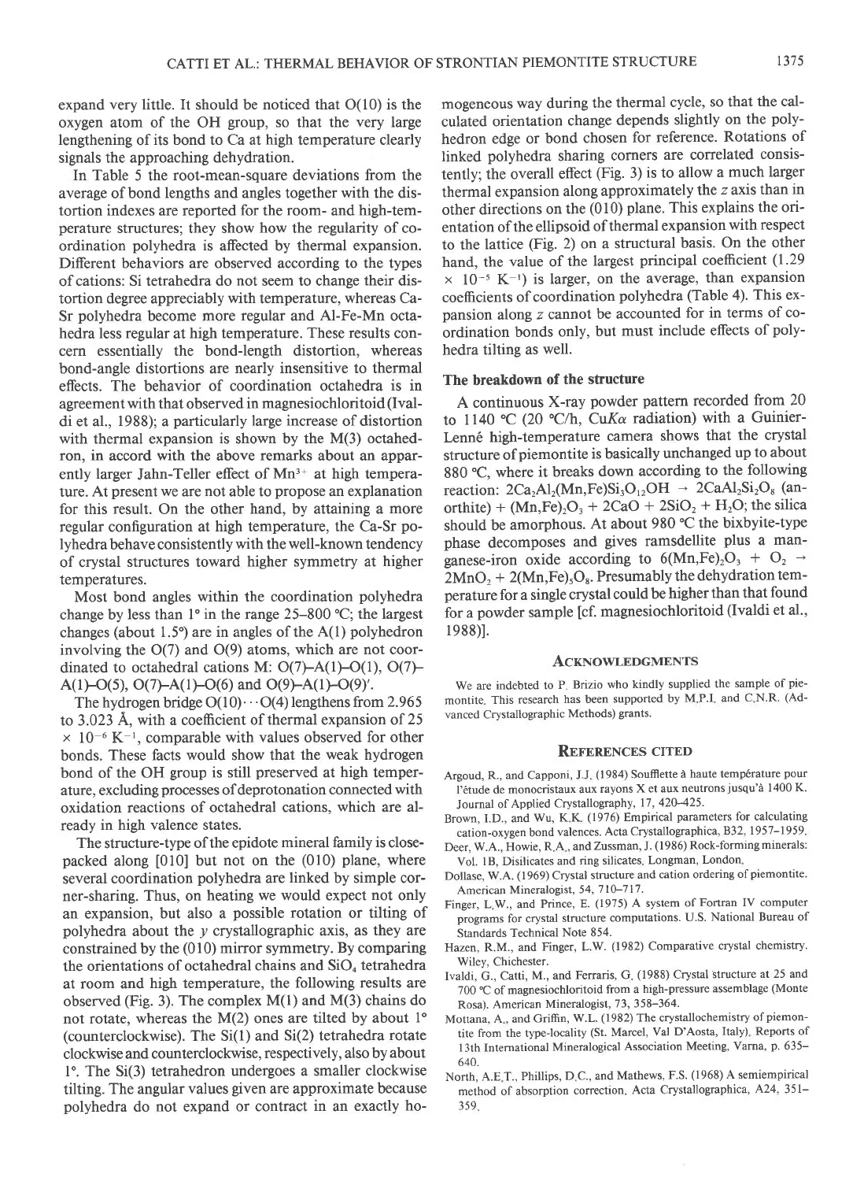expand very little. It should be noticed that O(10) is the oxygen atom of the OH group, so that the very large lengthening of its bond to Ca at high temperature clearly signals the approaching dehydration.

In Table 5 the root-mean-square deviations from the average of bond lengths and angles together with the distortion indexes are reported for the room- and high-temperature structures; they show how the regularity of coordination polyhedra is affected by thermal expansion. Different behaviors are observed according to the types of cations: Si tetrahedra do not seem to change their distortion degree appreciably with temperature, whereas Ca-Sr polyhedra become more regular and Al-Fe-Mn octahedra less regular at high temperature. These results concern essentially the bond-length distortion, whereas bond-angle distortions are nearly insensitive to thermal effects. The behavior of coordination octahedra is in agreement with that observed in magnesiochloritoid (Ivaldi et al., 1988); a particularly large increase of distortion with thermal expansion is shown by the M(3) octahedron, in accord with the above remarks about an apparently larger Jahn-Teller effect of $Mn^{3+}$ at high temperature. At present we are not able to propose an explanation for this result. On the other hand, by attaining a more regular configuration at high temperature, the Ca-Sr polyhedra behave consistently with the well-known tendency of crystal structures toward higher symmetry at higher temperatures.

Most bond angles within the coordination polyhedra change by less than 1° in the range 25–800 °C; the largest changes (about 1.5°) are in angles of the A(1) polyhedron involving the O(7) and O(9) atoms, which are not coordinated to octahedral cations M: O(7)–A(1)–O(1), O(7)–A(1)–O(5), O(7)–A(1)–O(6) and O(9)–A(1)–O(9)′.

The hydrogen bridge O(10)···O(4) lengthens from 2.965 to 3.023 Å, with a coefficient of thermal expansion of 25 $\times 10^{-6}$ $K^{-1}$, comparable with values observed for other bonds. These facts would show that the weak hydrogen bond of the OH group is still preserved at high temperature, excluding processes of deprotonation connected with oxidation reactions of octahedral cations, which are already in high valence states.

The structure-type of the epidote mineral family is close-packed along [010] but not on the (010) plane, where several coordination polyhedra are linked by simple corner-sharing. Thus, on heating we would expect not only an expansion, but also a possible rotation or tilting of polyhedra about the *y* crystallographic axis, as they are constrained by the (010) mirror symmetry. By comparing the orientations of octahedral chains and $SiO_4$ tetrahedra at room and high temperature, the following results are observed (Fig. 3). The complex M(1) and M(3) chains do not rotate, whereas the M(2) ones are tilted by about 1° (counterclockwise). The Si(1) and Si(2) tetrahedra rotate clockwise and counterclockwise, respectively, also by about 1°. The Si(3) tetrahedron undergoes a smaller clockwise tilting. The angular values given are approximate because polyhedra do not expand or contract in an exactly homogeneous way during the thermal cycle, so that the calculated orientation change depends slightly on the polyhedron edge or bond chosen for reference. Rotations of linked polyhedra sharing corners are correlated consistently; the overall effect (Fig. 3) is to allow a much larger thermal expansion along approximately the *z* axis than in other directions on the (010) plane. This explains the orientation of the ellipsoid of thermal expansion with respect to the lattice (Fig. 2) on a structural basis. On the other hand, the value of the largest principal coefficient (1.29 $\times 10^{-5}$ $K^{-1}$) is larger, on the average, than expansion coefficients of coordination polyhedra (Table 4). This expansion along *z* cannot be accounted for in terms of coordination bonds only, but must include effects of polyhedra tilting as well.

### The breakdown of the structure

A continuous X-ray powder pattern recorded from 20 to 1140 °C (20 °C/h, CuKα radiation) with a Guinier-Lenné high-temperature camera shows that the crystal structure of piemontite is basically unchanged up to about 880 °C, where it breaks down according to the following reaction: $2Ca_2Al_2(Mn,Fe)Si_3O_{12}OH \rightarrow 2CaAl_2Si_2O_8$ (anorthite) + $(Mn,Fe)_2O_3 + 2CaO + 2SiO_2 + H_2O$; the silica should be amorphous. At about 980 °C the bixbyite-type phase decomposes and gives ramsdellite plus a manganese-iron oxide according to $6(Mn,Fe)_2O_3 + O_2 \rightarrow 2MnO_2 + 2(Mn,Fe)_5O_8$. Presumably the dehydration temperature for a single crystal could be higher than that found for a powder sample [cf. magnesiochloritoid (Ivaldi et al., 1988)].

## Acknowledgments

We are indebted to P. Brizio who kindly supplied the sample of piemontite. This research has been supported by M.P.I. and C.N.R. (Advanced Crystallographic Methods) grants.

## References cited

Argoud, R., and Capponi, J.J. (1984) Soufflette à haute température pour l'étude de monocristaux aux rayons X et aux neutrons jusqu'à 1400 K. Journal of Applied Crystallography, 17, 420–425.

Brown, I.D., and Wu, K.K. (1976) Empirical parameters for calculating cation-oxygen bond valences. Acta Crystallographica, B32, 1957–1959.

Deer, W.A., Howie, R.A., and Zussman, J. (1986) Rock-forming minerals: Vol. 1B, Disilicates and ring silicates, Longman, London.

Dollase, W.A. (1969) Crystal structure and cation ordering of piemontite. American Mineralogist, 54, 710–717.

Finger, L.W., and Prince, E. (1975) A system of Fortran IV computer programs for crystal structure computations. U.S. National Bureau of Standards Technical Note 854.

Hazen, R.M., and Finger, L.W. (1982) Comparative crystal chemistry. Wiley, Chichester.

Ivaldi, G., Catti, M., and Ferraris, G. (1988) Crystal structure at 25 and 700 °C of magnesiochloritoid from a high-pressure assemblage (Monte Rosa). American Mineralogist, 73, 358–364.

Mottana, A., and Griffin, W.L. (1982) The crystallochemistry of piemontite from the type-locality (St. Marcel, Val D'Aosta, Italy). Reports of 13th International Mineralogical Association Meeting, Varna, p. 635–640.

North, A.E.T., Phillips, D.C., and Mathews, F.S. (1968) A semiempirical method of absorption correction. Acta Crystallographica, A24, 351–359.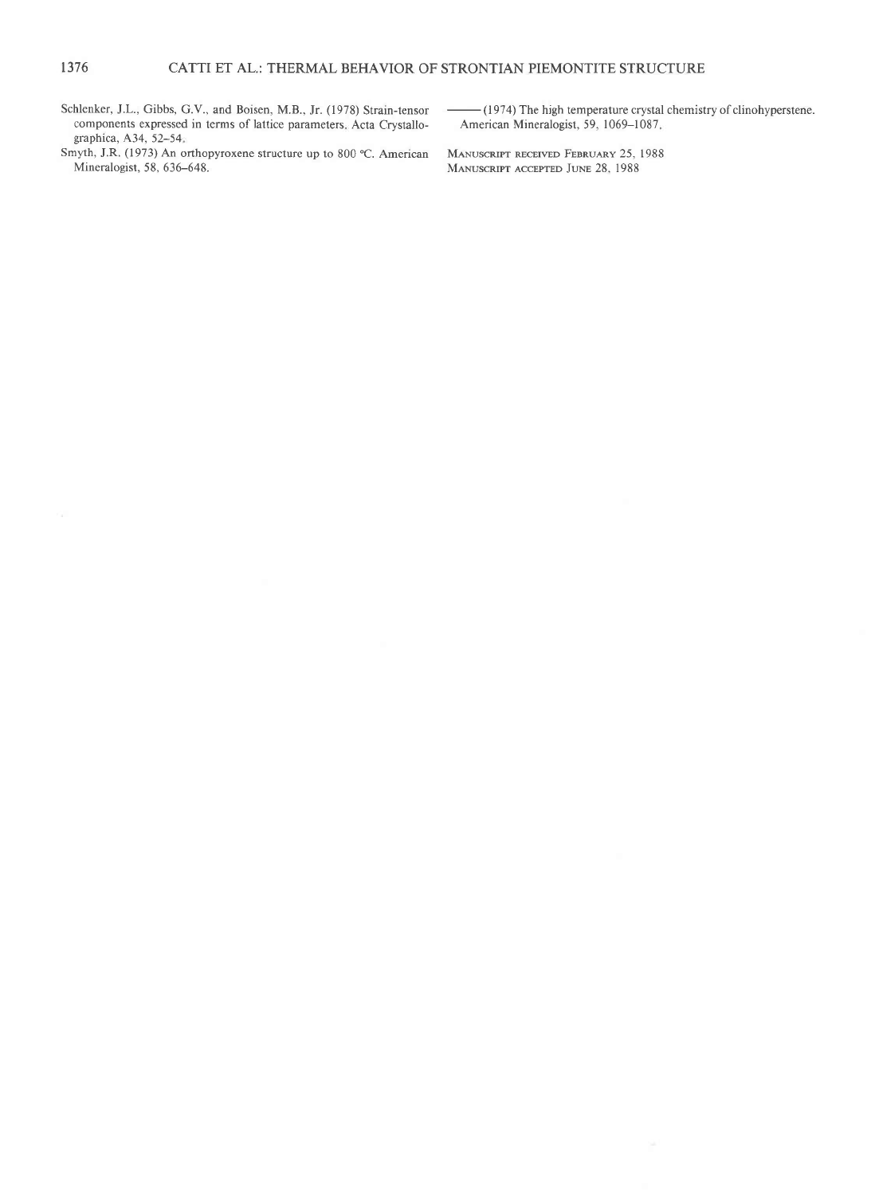Schlenker, J.L., Gibbs, G.V., and Boisen, M.B., Jr. (1978) Strain-tensor components expressed in terms of lattice parameters. Acta Crystallographica, A34, 52–54.

Smyth, J.R. (1973) An orthopyroxene structure up to 800 °C. American Mineralogist, 58, 636–648.

——— (1974) The high temperature crystal chemistry of clinohyperstene. American Mineralogist, 59, 1069–1087.

Manuscript received February 25, 1988
Manuscript accepted June 28, 1988